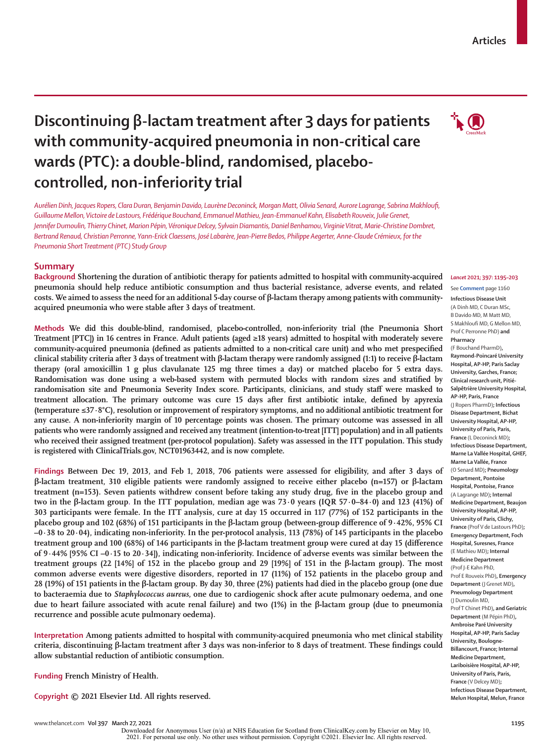# Discontinuing β-lactam treatment after 3 days for patients with community-acquired pneumonia in non-critical care wards (PTC): a double-blind, randomised, placebo-controlled, non-inferiority trial

*Aurélien Dinh, Jacques Ropers, Clara Duran, Benjamin Davido, Laurène Deconinck, Morgan Matt, Olivia Senard, Aurore Lagrange, Sabrina Makhloufi, Guillaume Mellon, Victoire de Lastours, Frédérique Bouchand, Emmanuel Mathieu, Jean-Emmanuel Kahn, Elisabeth Rouveix, Julie Grenet, Jennifer Dumoulin, Thierry Chinet, Marion Pépin, Véronique Delcey, Sylvain Diamantis, Daniel Benhamou, Virginie Vitrat, Marie-Christine Dombret, Bertrand Renaud, Christian Perronne, Yann-Erick Claessens, José Labarère, Jean-Pierre Bedos, Philippe Aegerter, Anne-Claude Crémieux, for the Pneumonia Short Treatment (PTC) Study Group*

## Summary

**Background** Shortening the duration of antibiotic therapy for patients admitted to hospital with community-acquired pneumonia should help reduce antibiotic consumption and thus bacterial resistance, adverse events, and related costs. We aimed to assess the need for an additional 5-day course of β-lactam therapy among patients with community-acquired pneumonia who were stable after 3 days of treatment.

**Methods** We did this double-blind, randomised, placebo-controlled, non-inferiority trial (the Pneumonia Short Treatment [PTC]) in 16 centres in France. Adult patients (aged ≥18 years) admitted to hospital with moderately severe community-acquired pneumonia (defined as patients admitted to a non-critical care unit) and who met prespecified clinical stability criteria after 3 days of treatment with β-lactam therapy were randomly assigned (1:1) to receive β-lactam therapy (oral amoxicillin 1 g plus clavulanate 125 mg three times a day) or matched placebo for 5 extra days. Randomisation was done using a web-based system with permuted blocks with random sizes and stratified by randomisation site and Pneumonia Severity Index score. Participants, clinicians, and study staff were masked to treatment allocation. The primary outcome was cure 15 days after first antibiotic intake, defined by apyrexia (temperature ≤37·8°C), resolution or improvement of respiratory symptoms, and no additional antibiotic treatment for any cause. A non-inferiority margin of 10 percentage points was chosen. The primary outcome was assessed in all patients who were randomly assigned and received any treatment (intention-to-treat [ITT] population) and in all patients who received their assigned treatment (per-protocol population). Safety was assessed in the ITT population. This study is registered with ClinicalTrials.gov, NCT01963442, and is now complete.

**Findings** Between Dec 19, 2013, and Feb 1, 2018, 706 patients were assessed for eligibility, and after 3 days of β-lactam treatment, 310 eligible patients were randomly assigned to receive either placebo (n=157) or β-lactam treatment (n=153). Seven patients withdrew consent before taking any study drug, five in the placebo group and two in the β-lactam group. In the ITT population, median age was 73·0 years (IQR 57·0–84·0) and 123 (41%) of 303 participants were female. In the ITT analysis, cure at day 15 occurred in 117 (77%) of 152 participants in the placebo group and 102 (68%) of 151 participants in the β-lactam group (between-group difference of 9·42%, 95% CI –0·38 to 20·04), indicating non-inferiority. In the per-protocol analysis, 113 (78%) of 145 participants in the placebo treatment group and 100 (68%) of 146 participants in the β-lactam treatment group were cured at day 15 (difference of 9·44% [95% CI –0·15 to 20·34]), indicating non-inferiority. Incidence of adverse events was similar between the treatment groups (22 [14%] of 152 in the placebo group and 29 [19%] of 151 in the β-lactam group). The most common adverse events were digestive disorders, reported in 17 (11%) of 152 patients in the placebo group and 28 (19%) of 151 patients in the β-lactam group. By day 30, three (2%) patients had died in the placebo group (one due to bacteraemia due to *Staphylococcus aureus*, one due to cardiogenic shock after acute pulmonary oedema, and one due to heart failure associated with acute renal failure) and two (1%) in the β-lactam group (due to pneumonia recurrence and possible acute pulmonary oedema).

**Interpretation** Among patients admitted to hospital with community-acquired pneumonia who met clinical stability criteria, discontinuing β-lactam treatment after 3 days was non-inferior to 8 days of treatment. These findings could allow substantial reduction of antibiotic consumption.

**Funding** French Ministry of Health.

**Copyright** © 2021 Elsevier Ltd. All rights reserved.

*Lancet* 2021; 397: 1195–203

See **Comment** page 1160

**Infectious Disease Unit** (A Dinh MD, C Duran MSc, B Davido MD, M Matt MD, S Makhloufi MD, G Mellon MD, Prof C Perronne PhD) **and Pharmacy** (F Bouchand PharmD), **Raymond-Poincaré University Hospital, AP-HP, Paris Saclay University, Garches, France; Clinical research unit, Pitié-Salpêtrière University Hospital, AP-HP, Paris, France** (J Ropers PharmD)**; Infectious Disease Department, Bichat University Hospital, AP-HP, University of Paris, Paris, France** (L Deconinck MD)**; Infectious Disease Department, Marne La Vallée Hospital, GHEF, Marne La Vallée, France** (O Senard MD)**; Pneumology Department, Pontoise Hospital, Pontoise, France** (A Lagrange MD)**; Internal Medicine Department, Beaujon University Hospital, AP-HP, University of Paris, Clichy, France** (Prof V de Lastours PhD)**; Emergency Department, Foch Hospital, Suresnes, France** (E Mathieu MD)**; Internal Medicine Department** (Prof J-E Kahn PhD, Prof E Rouveix PhD)**, Emergency Department** (J Grenet MD)**, Pneumology Department** (J Dumoulin MD, Prof T Chinet PhD)**, and Geriatric Department** (M Pépin PhD)**, Ambroise Paré University Hospital, AP-HP, Paris Saclay University, Boulogne-Billancourt, France; Internal Medicine Department, Lariboisière Hospital, AP-HP, University of Paris, Paris, France** (V Delcey MD)**; Infectious Disease Department, Melun Hospital, Melun, France**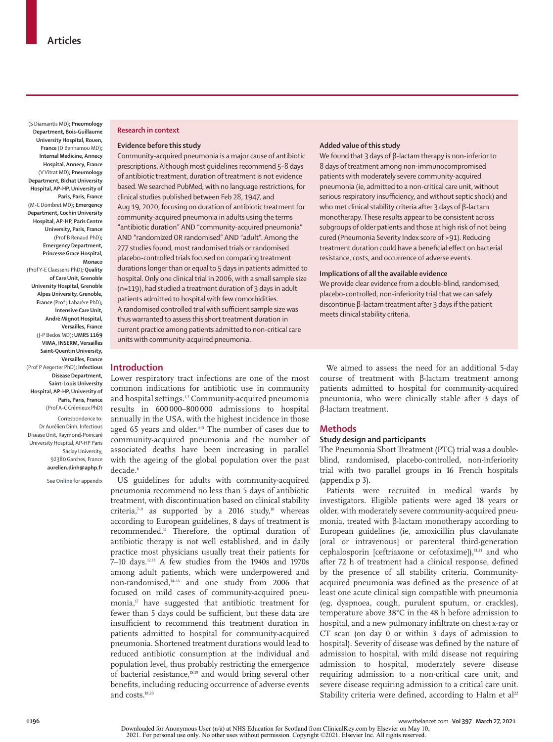(S Diamantis MD); **Pneumology Department, Bois-Guillaume University Hospital, Rouen, France** (D Benhamou MD); **Internal Medicine, Annecy Hospital, Annecy, France** (V Vitrat MD); **Pneumology Department, Bichat University Hospital, AP-HP, University of Paris, Paris, France** (M-C Dombret MD); **Emergency Department, Cochin University Hospital, AP-HP, Paris Centre University, Paris, France** (Prof B Renaud PhD); **Emergency Department, Princesse Grace Hospital, Monaco** (Prof Y-E Claessens PhD); **Quality of Care Unit, Grenoble University Hospital, Grenoble Alpes University, Grenoble, France** (Prof J Labarère PhD); **Intensive Care Unit, André Mignot Hospital, Versailles, France** (J-P Bedos MD); **UMRS 1169 VIMA, INSERM, Versailles Saint-Quentin University, Versailles, France** (Prof P Aegerter PhD); **Infectious Disease Department, Saint-Louis University Hospital, AP-HP, University of Paris, Paris, France** (Prof A-C Crémieux PhD)

Correspondence to: Dr Aurélien Dinh, Infectious Disease Unit, Raymond-Poincaré University Hospital, AP-HP Paris Saclay University, 92380 Garches, France **aurelien.dinh@aphp.fr**

See **Online** for appendix

## Research in context

### Evidence before this study

Community-acquired pneumonia is a major cause of antibiotic prescriptions. Although most guidelines recommend 5–8 days of antibiotic treatment, duration of treatment is not evidence based. We searched PubMed, with no language restrictions, for clinical studies published between Feb 28, 1947, and Aug 19, 2020, focusing on duration of antibiotic treatment for community-acquired pneumonia in adults using the terms "antibiotic duration" AND "community-acquired pneumonia" AND "randomized OR randomised" AND "adult". Among the 277 studies found, most randomised trials or randomised placebo-controlled trials focused on comparing treatment durations longer than or equal to 5 days in patients admitted to hospital. Only one clinical trial in 2006, with a small sample size (n=119), had studied a treatment duration of 3 days in adult patients admitted to hospital with few comorbidities. A randomised controlled trial with sufficient sample size was thus warranted to assess this short treatment duration in current practice among patients admitted to non-critical care units with community-acquired pneumonia.

### Added value of this study

We found that 3 days of β-lactam therapy is non-inferior to 8 days of treatment among non-immunocompromised patients with moderately severe community-acquired pneumonia (ie, admitted to a non-critical care unit, without serious respiratory insufficiency, and without septic shock) and who met clinical stability criteria after 3 days of β-lactam monotherapy. These results appear to be consistent across subgroups of older patients and those at high risk of not being cured (Pneumonia Severity Index score of >91). Reducing treatment duration could have a beneficial effect on bacterial resistance, costs, and occurrence of adverse events.

### Implications of all the available evidence

We provide clear evidence from a double-blind, randomised, placebo-controlled, non-inferiority trial that we can safely discontinue β-lactam treatment after 3 days if the patient meets clinical stability criteria.

## Introduction

Lower respiratory tract infections are one of the most common indications for antibiotic use in community and hospital settings.[1,2] Community-acquired pneumonia results in 600 000–800 000 admissions to hospital annually in the USA, with the highest incidence in those aged 65 years and older.[3–5] The number of cases due to community-acquired pneumonia and the number of associated deaths have been increasing in parallel with the ageing of the global population over the past decade.[6]

US guidelines for adults with community-acquired pneumonia recommend no less than 5 days of antibiotic treatment, with discontinuation based on clinical stability criteria,[7–9] as supported by a 2016 study,[10] whereas according to European guidelines, 8 days of treatment is recommended.[11] Therefore, the optimal duration of antibiotic therapy is not well established, and in daily practice most physicians usually treat their patients for 7–10 days.[12,13] A few studies from the 1940s and 1970s among adult patients, which were underpowered and non-randomised,[14–16] and one study from 2006 that focused on mild cases of community-acquired pneumonia,[17] have suggested that antibiotic treatment for fewer than 5 days could be sufficient, but these data are insufficient to recommend this treatment duration in patients admitted to hospital for community-acquired pneumonia. Shortened treatment durations would lead to reduced antibiotic consumption at the individual and population level, thus probably restricting the emergence of bacterial resistance,[18,19] and would bring several other benefits, including reducing occurrence of adverse events and costs.[18,20]

We aimed to assess the need for an additional 5-day course of β-lactam treatment among patients admitted to hospital for community-acquired pneumonia, who were clinically stable after 3 days of β-lactam treatment.

## Methods

### Study design and participants

The Pneumonia Short Treatment (PTC) trial was a double-blind, randomised, placebo-controlled, non-inferiority trial with two parallel groups in 16 French hospitals (appendix p 3).

Patients were recruited in medical wards by investigators. Eligible patients were aged 18 years or older, with moderately severe community-acquired pneumonia, treated with β-lactam monotherapy according to European guidelines (ie, amoxicillin plus clavulanate [oral or intravenous] or parenteral third-generation cephalosporin [ceftriaxone or cefotaxime]),[11,21] and who after 72 h of treatment had a clinical response, defined by the presence of all stability criteria. Community-acquired pneumonia was defined as the presence of at least one acute clinical sign compatible with pneumonia (eg, dyspnoea, cough, purulent sputum, or crackles), temperature above 38°C in the 48 h before admission to hospital, and a new pulmonary infiltrate on chest x-ray or CT scan (on day 0 or within 3 days of admission to hospital). Severity of disease was defined by the nature of admission to hospital, with mild disease not requiring admission to hospital, moderately severe disease requiring admission to a non-critical care unit, and severe disease requiring admission to a critical care unit. Stability criteria were defined, according to Halm et al[22]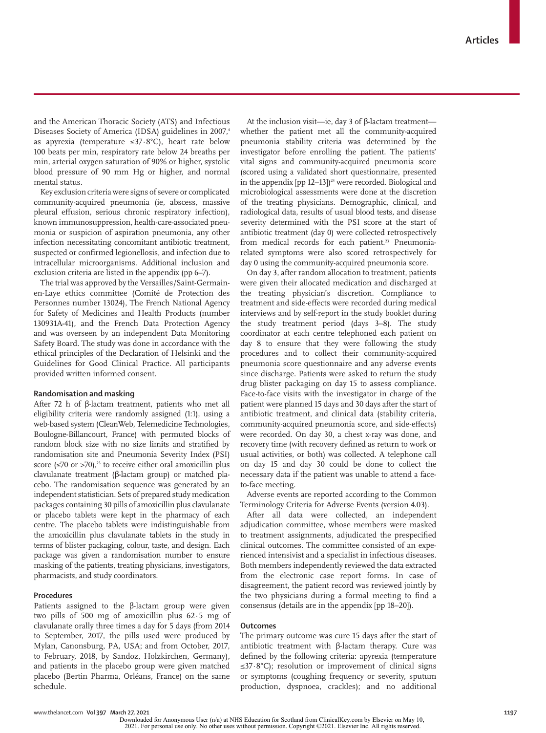and the American Thoracic Society (ATS) and Infectious Diseases Society of America (IDSA) guidelines in 2007,[4] as apyrexia (temperature ≤37·8°C), heart rate below 100 beats per min, respiratory rate below 24 breaths per min, arterial oxygen saturation of 90% or higher, systolic blood pressure of 90 mm Hg or higher, and normal mental status.

Key exclusion criteria were signs of severe or complicated community-acquired pneumonia (ie, abscess, massive pleural effusion, serious chronic respiratory infection), known immunosuppression, health-care-associated pneumonia or suspicion of aspiration pneumonia, any other infection necessitating concomitant antibiotic treatment, suspected or confirmed legionellosis, and infection due to intracellular microorganisms. Additional inclusion and exclusion criteria are listed in the appendix (pp 6–7).

The trial was approved by the Versailles/Saint-Germain-en-Laye ethics committee (Comité de Protection des Personnes number 13024), The French National Agency for Safety of Medicines and Health Products (number 130931A-41), and the French Data Protection Agency and was overseen by an independent Data Monitoring Safety Board. The study was done in accordance with the ethical principles of the Declaration of Helsinki and the Guidelines for Good Clinical Practice. All participants provided written informed consent.

### Randomisation and masking

After 72 h of β-lactam treatment, patients who met all eligibility criteria were randomly assigned (1:1), using a web-based system (CleanWeb, Telemedicine Technologies, Boulogne-Billancourt, France) with permuted blocks of random block size with no size limits and stratified by randomisation site and Pneumonia Severity Index (PSI) score (≤70 or >70),[23] to receive either oral amoxicillin plus clavulanate treatment (β-lactam group) or matched placebo. The randomisation sequence was generated by an independent statistician. Sets of prepared study medication packages containing 30 pills of amoxicillin plus clavulanate or placebo tablets were kept in the pharmacy of each centre. The placebo tablets were indistinguishable from the amoxicillin plus clavulanate tablets in the study in terms of blister packaging, colour, taste, and design. Each package was given a randomisation number to ensure masking of the patients, treating physicians, investigators, pharmacists, and study coordinators.

### Procedures

Patients assigned to the β-lactam group were given two pills of 500 mg of amoxicillin plus 62·5 mg of clavulanate orally three times a day for 5 days (from 2014 to September, 2017, the pills used were produced by Mylan, Canonsburg, PA, USA; and from October, 2017, to February, 2018, by Sandoz, Holzkirchen, Germany), and patients in the placebo group were given matched placebo (Bertin Pharma, Orléans, France) on the same schedule.

At the inclusion visit—ie, day 3 of β-lactam treatment—whether the patient met all the community-acquired pneumonia stability criteria was determined by the investigator before enrolling the patient. The patients' vital signs and community-acquired pneumonia score (scored using a validated short questionnaire, presented in the appendix [pp 12–13])[24] were recorded. Biological and microbiological assessments were done at the discretion of the treating physicians. Demographic, clinical, and radiological data, results of usual blood tests, and disease severity determined with the PSI score at the start of antibiotic treatment (day 0) were collected retrospectively from medical records for each patient.[23] Pneumonia-related symptoms were also scored retrospectively for day 0 using the community-acquired pneumonia score.

On day 3, after random allocation to treatment, patients were given their allocated medication and discharged at the treating physician's discretion. Compliance to treatment and side-effects were recorded during medical interviews and by self-report in the study booklet during the study treatment period (days 3–8). The study coordinator at each centre telephoned each patient on day 8 to ensure that they were following the study procedures and to collect their community-acquired pneumonia score questionnaire and any adverse events since discharge. Patients were asked to return the study drug blister packaging on day 15 to assess compliance. Face-to-face visits with the investigator in charge of the patient were planned 15 days and 30 days after the start of antibiotic treatment, and clinical data (stability criteria, community-acquired pneumonia score, and side-effects) were recorded. On day 30, a chest x-ray was done, and recovery time (with recovery defined as return to work or usual activities, or both) was collected. A telephone call on day 15 and day 30 could be done to collect the necessary data if the patient was unable to attend a face-to-face meeting.

Adverse events are reported according to the Common Terminology Criteria for Adverse Events (version 4.03).

After all data were collected, an independent adjudication committee, whose members were masked to treatment assignments, adjudicated the prespecified clinical outcomes. The committee consisted of an experienced intensivist and a specialist in infectious diseases. Both members independently reviewed the data extracted from the electronic case report forms. In case of disagreement, the patient record was reviewed jointly by the two physicians during a formal meeting to find a consensus (details are in the appendix [pp 18–20]).

### Outcomes

The primary outcome was cure 15 days after the start of antibiotic treatment with β-lactam therapy. Cure was defined by the following criteria: apyrexia (temperature ≤37·8°C); resolution or improvement of clinical signs or symptoms (coughing frequency or severity, sputum production, dyspnoea, crackles); and no additional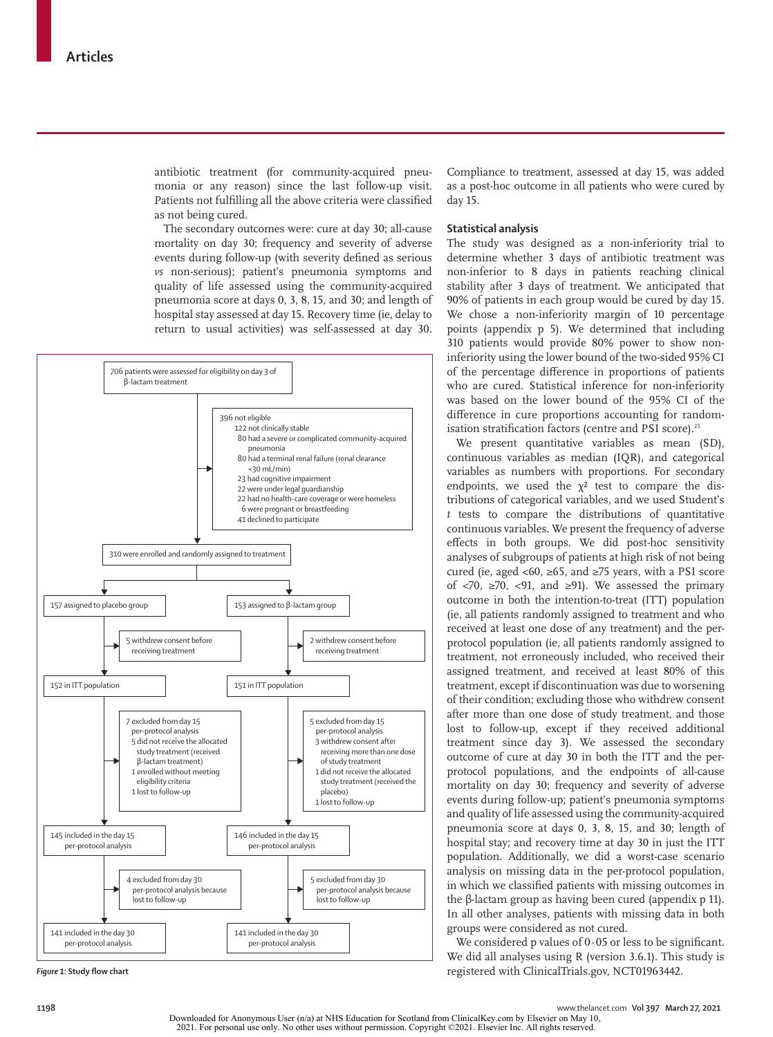antibiotic treatment (for community-acquired pneumonia or any reason) since the last follow-up visit. Patients not fulfilling all the above criteria were classified as not being cured.

The secondary outcomes were: cure at day 30; all-cause mortality on day 30; frequency and severity of adverse events during follow-up (with severity defined as serious *vs* non-serious); patient's pneumonia symptoms and quality of life assessed using the community-acquired pneumonia score at days 0, 3, 8, 15, and 30; and length of hospital stay assessed at day 15. Recovery time (ie, delay to return to usual activities) was self-assessed at day 30. Compliance to treatment, assessed at day 15, was added as a post-hoc outcome in all patients who were cured by day 15.

706 patients were assessed for eligibility on day 3 of β-lactam treatment

396 not eligible
- 122 not clinically stable
- 80 had a severe or complicated community-acquired pneumonia
- 80 had a terminal renal failure (renal clearance <30 mL/min)
- 23 had cognitive impairment
- 22 were under legal guardianship
- 22 had no health-care coverage or were homeless
- 6 were pregnant or breastfeeding
- 41 declined to participate

310 were enrolled and randomly assigned to treatment

| Placebo group | β-lactam group |
|---|---|
| 157 assigned to placebo group | 153 assigned to β-lactam group |
| 5 withdrew consent before receiving treatment | 2 withdrew consent before receiving treatment |
| 152 in ITT population | 151 in ITT population |
| 7 excluded from day 15 per-protocol analysis: 5 did not receive the allocated study treatment (received β-lactam treatment); 1 enrolled without meeting eligibility criteria; 1 lost to follow-up | 5 excluded from day 15 per-protocol analysis: 3 withdrew consent after receiving more than one dose of study treatment; 1 did not receive the allocated study treatment (received the placebo); 1 lost to follow-up |
| 145 included in the day 15 per-protocol analysis | 146 included in the day 15 per-protocol analysis |
| 4 excluded from day 30 per-protocol analysis because lost to follow-up | 5 excluded from day 30 per-protocol analysis because lost to follow-up |
| 141 included in the day 30 per-protocol analysis | 141 included in the day 30 per-protocol analysis |

*Figure 1:* Study flow chart

### Statistical analysis

The study was designed as a non-inferiority trial to determine whether 3 days of antibiotic treatment was non-inferior to 8 days in patients reaching clinical stability after 3 days of treatment. We anticipated that 90% of patients in each group would be cured by day 15. We chose a non-inferiority margin of 10 percentage points (appendix p 5). We determined that including 310 patients would provide 80% power to show non-inferiority using the lower bound of the two-sided 95% CI of the percentage difference in proportions of patients who are cured. Statistical inference for non-inferiority was based on the lower bound of the 95% CI of the difference in cure proportions accounting for randomisation stratification factors (centre and PSI score).[25]

We present quantitative variables as mean (SD), continuous variables as median (IQR), and categorical variables as numbers with proportions. For secondary endpoints, we used the $\chi^2$ test to compare the distributions of categorical variables, and we used Student's *t* tests to compare the distributions of quantitative continuous variables. We present the frequency of adverse effects in both groups. We did post-hoc sensitivity analyses of subgroups of patients at high risk of not being cured (ie, aged <60, ≥65, and ≥75 years, with a PSI score of <70, ≥70, <91, and ≥91). We assessed the primary outcome in both the intention-to-treat (ITT) population (ie, all patients randomly assigned to treatment and who received at least one dose of any treatment) and the per-protocol population (ie, all patients randomly assigned to treatment, not erroneously included, who received their assigned treatment, and received at least 80% of this treatment, except if discontinuation was due to worsening of their condition; excluding those who withdrew consent after more than one dose of study treatment, and those lost to follow-up, except if they received additional treatment since day 3). We assessed the secondary outcome of cure at day 30 in both the ITT and the per-protocol populations, and the endpoints of all-cause mortality on day 30; frequency and severity of adverse events during follow-up; patient's pneumonia symptoms and quality of life assessed using the community-acquired pneumonia score at days 0, 3, 8, 15, and 30; length of hospital stay; and recovery time at day 30 in just the ITT population. Additionally, we did a worst-case scenario analysis on missing data in the per-protocol population, in which we classified patients with missing outcomes in the β-lactam group as having been cured (appendix p 11). In all other analyses, patients with missing data in both groups were considered as not cured.

We considered p values of 0·05 or less to be significant. We did all analyses using R (version 3.6.1). This study is registered with ClinicalTrials.gov, NCT01963442.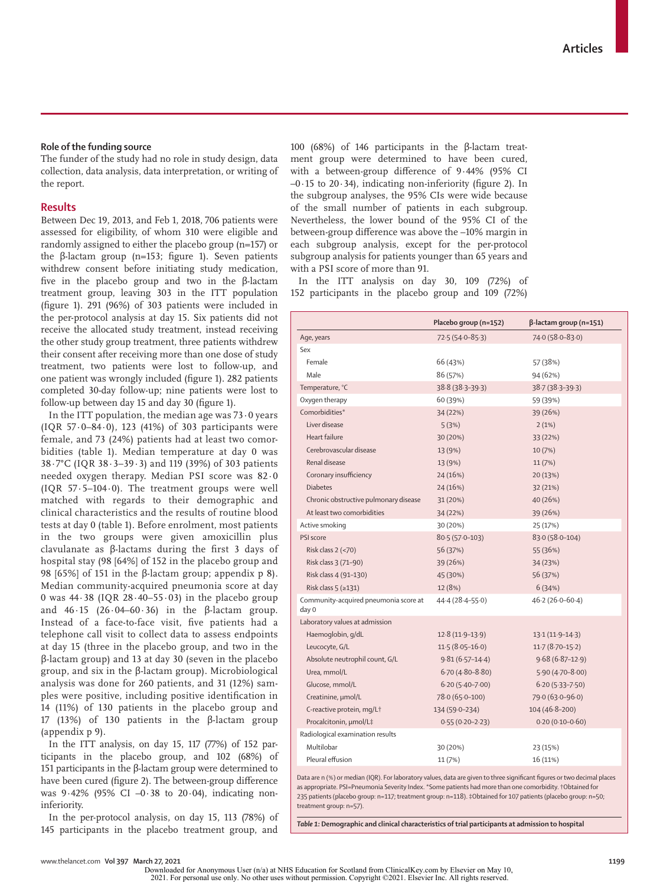### Role of the funding source

The funder of the study had no role in study design, data collection, data analysis, data interpretation, or writing of the report.

## Results

Between Dec 19, 2013, and Feb 1, 2018, 706 patients were assessed for eligibility, of whom 310 were eligible and randomly assigned to either the placebo group (n=157) or the β-lactam group (n=153; figure 1). Seven patients withdrew consent before initiating study medication, five in the placebo group and two in the β-lactam treatment group, leaving 303 in the ITT population (figure 1). 291 (96%) of 303 patients were included in the per-protocol analysis at day 15. Six patients did not receive the allocated study treatment, instead receiving the other study group treatment, three patients withdrew their consent after receiving more than one dose of study treatment, two patients were lost to follow-up, and one patient was wrongly included (figure 1). 282 patients completed 30-day follow-up; nine patients were lost to follow-up between day 15 and day 30 (figure 1).

In the ITT population, the median age was 73·0 years (IQR 57·0–84·0), 123 (41%) of 303 participants were female, and 73 (24%) patients had at least two comorbidities (table 1). Median temperature at day 0 was 38·7°C (IQR 38·3–39·3) and 119 (39%) of 303 patients needed oxygen therapy. Median PSI score was 82·0 (IQR 57·5–104·0). The treatment groups were well matched with regards to their demographic and clinical characteristics and the results of routine blood tests at day 0 (table 1). Before enrolment, most patients in the two groups were given amoxicillin plus clavulanate as β-lactams during the first 3 days of hospital stay (98 [64%] of 152 in the placebo group and 98 [65%] of 151 in the β-lactam group; appendix p 8). Median community-acquired pneumonia score at day 0 was 44·38 (IQR 28·40–55·03) in the placebo group and 46·15 (26·04–60·36) in the β-lactam group. Instead of a face-to-face visit, five patients had a telephone call visit to collect data to assess endpoints at day 15 (three in the placebo group, and two in the β-lactam group) and 13 at day 30 (seven in the placebo group, and six in the β-lactam group). Microbiological analysis was done for 260 patients, and 31 (12%) samples were positive, including positive identification in 14 (11%) of 130 patients in the placebo group and 17 (13%) of 130 patients in the β-lactam group (appendix p 9).

In the ITT analysis, on day 15, 117 (77%) of 152 participants in the placebo group, and 102 (68%) of 151 participants in the β-lactam group were determined to have been cured (figure 2). The between-group difference was 9·42% (95% CI –0·38 to 20·04), indicating non-inferiority.

In the per-protocol analysis, on day 15, 113 (78%) of 145 participants in the placebo treatment group, and 100 (68%) of 146 participants in the β-lactam treatment group were determined to have been cured, with a between-group difference of 9·44% (95% CI –0·15 to 20·34), indicating non-inferiority (figure 2). In the subgroup analyses, the 95% CIs were wide because of the small number of patients in each subgroup. Nevertheless, the lower bound of the 95% CI of the between-group difference was above the –10% margin in each subgroup analysis, except for the per-protocol subgroup analysis for patients younger than 65 years and with a PSI score of more than 91.

In the ITT analysis on day 30, 109 (72%) of 152 participants in the placebo group and 109 (72%)

| | Placebo group (n=152) | β-lactam group (n=151) |
|---|---|---|
| Age, years | 72·5 (54·0–85·3) | 74·0 (58·0–83·0) |
| Sex | | |
| Female | 66 (43%) | 57 (38%) |
| Male | 86 (57%) | 94 (62%) |
| Temperature, °C | 38·8 (38·3–39·3) | 38·7 (38·3–39·3) |
| Oxygen therapy | 60 (39%) | 59 (39%) |
| Comorbidities* | 34 (22%) | 39 (26%) |
| Liver disease | 5 (3%) | 2 (1%) |
| Heart failure | 30 (20%) | 33 (22%) |
| Cerebrovascular disease | 13 (9%) | 10 (7%) |
| Renal disease | 13 (9%) | 11 (7%) |
| Coronary insufficiency | 24 (16%) | 20 (13%) |
| Diabetes | 24 (16%) | 32 (21%) |
| Chronic obstructive pulmonary disease | 31 (20%) | 40 (26%) |
| At least two comorbidities | 34 (22%) | 39 (26%) |
| Active smoking | 30 (20%) | 25 (17%) |
| PSI score | 80·5 (57·0–103) | 83·0 (58·0–104) |
| Risk class 2 (<70) | 56 (37%) | 55 (36%) |
| Risk class 3 (71–90) | 39 (26%) | 34 (23%) |
| Risk class 4 (91–130) | 45 (30%) | 56 (37%) |
| Risk class 5 (≥131) | 12 (8%) | 6 (34%) |
| Community-acquired pneumonia score at day 0 | 44·4 (28·4–55·0) | 46·2 (26·0–60·4) |
| Laboratory values at admission | | |
| Haemoglobin, g/dL | 12·8 (11·9–13·9) | 13·1 (11·9–14·3) |
| Leucocyte, G/L | 11·5 (8·05–16·0) | 11·7 (8·70–15·2) |
| Absolute neutrophil count, G/L | 9·81 (6·57–14·4) | 9·68 (6·87–12·9) |
| Urea, mmol/L | 6·70 (4·80–8·80) | 5·90 (4·70–8·00) |
| Glucose, mmol/L | 6·20 (5·40–7·00) | 6·20 (5·33–7·50) |
| Creatinine, µmol/L | 78·0 (65·0–100) | 79·0 (63·0–96·0) |
| C-reactive protein, mg/L† | 134 (59·0–234) | 104 (46·8–200) |
| Procalcitonin, µmol/L‡ | 0·55 (0·20–2·23) | 0·20 (0·10–0·60) |
| Radiological examination results | | |
| Multilobar | 30 (20%) | 23 (15%) |
| Pleural effusion | 11 (7%) | 16 (11%) |

Data are n (%) or median (IQR). For laboratory values, data are given to three significant figures or two decimal places as appropriate. PSI=Pneumonia Severity Index. *Some patients had more than one comorbidity. †Obtained for 235 patients (placebo group: n=117; treatment group: n=118). ‡Obtained for 107 patients (placebo group: n=50; treatment group: n=57).

***Table 1:*** **Demographic and clinical characteristics of trial participants at admission to hospital**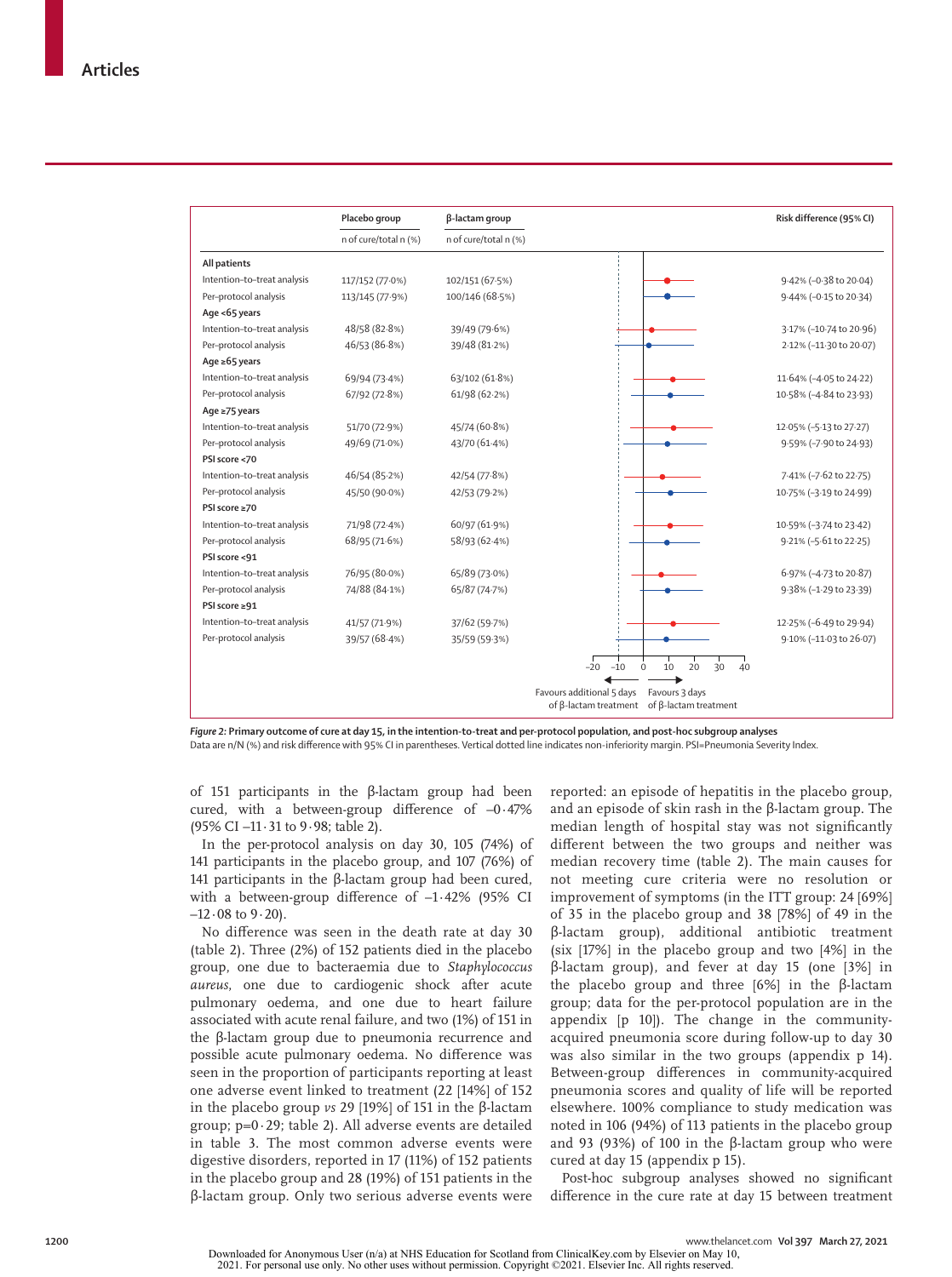| | Placebo group n of cure/total n (%) | β-lactam group n of cure/total n (%) | Risk difference (95% CI) |
|---|---|---|---|
| **All patients** | | | |
| Intention-to-treat analysis | 117/152 (77·0%) | 102/151 (67·5%) | 9·42% (–0·38 to 20·04) |
| Per-protocol analysis | 113/145 (77·9%) | 100/146 (68·5%) | 9·44% (–0·15 to 20·34) |
| **Age <65 years** | | | |
| Intention-to-treat analysis | 48/58 (82·8%) | 39/49 (79·6%) | 3·17% (–10·74 to 20·96) |
| Per-protocol analysis | 46/53 (86·8%) | 39/48 (81·2%) | 2·12% (–11·30 to 20·07) |
| **Age ≥65 years** | | | |
| Intention-to-treat analysis | 69/94 (73·4%) | 63/102 (61·8%) | 11·64% (–4·05 to 24·22) |
| Per-protocol analysis | 67/92 (72·8%) | 61/98 (62·2%) | 10·58% (–4·84 to 23·93) |
| **Age ≥75 years** | | | |
| Intention-to-treat analysis | 51/70 (72·9%) | 45/74 (60·8%) | 12·05% (–5·13 to 27·27) |
| Per-protocol analysis | 49/69 (71·0%) | 43/70 (61·4%) | 9·59% (–7·90 to 24·93) |
| **PSI score <70** | | | |
| Intention-to-treat analysis | 46/54 (85·2%) | 42/54 (77·8%) | 7·41% (–7·62 to 22·75) |
| Per-protocol analysis | 45/50 (90·0%) | 42/53 (79·2%) | 10·75% (–3·19 to 24·99) |
| **PSI score ≥70** | | | |
| Intention-to-treat analysis | 71/98 (72·4%) | 60/97 (61·9%) | 10·59% (–3·74 to 23·42) |
| Per-protocol analysis | 68/95 (71·6%) | 58/93 (62·4%) | 9·21% (–5·61 to 22·25) |
| **PSI score <91** | | | |
| Intention-to-treat analysis | 76/95 (80·0%) | 65/89 (73·0%) | 6·97% (–4·73 to 20·87) |
| Per-protocol analysis | 74/88 (84·1%) | 65/87 (74·7%) | 9·38% (–1·29 to 23·39) |
| **PSI score ≥91** | | | |
| Intention-to-treat analysis | 41/57 (71·9%) | 37/62 (59·7%) | 12·25% (–6·49 to 29·94) |
| Per-protocol analysis | 39/57 (68·4%) | 35/59 (59·3%) | 9·10% (–11·03 to 26·07) |

Favours additional 5 days of β-lactam treatment ← → Favours 3 days of β-lactam treatment

*Figure 2:* **Primary outcome of cure at day 15, in the intention-to-treat and per-protocol population, and post-hoc subgroup analyses**
Data are n/N (%) and risk difference with 95% CI in parentheses. Vertical dotted line indicates non-inferiority margin. PSI=Pneumonia Severity Index.

of 151 participants in the β-lactam group had been cured, with a between-group difference of –0·47% (95% CI –11·31 to 9·98; table 2).

In the per-protocol analysis on day 30, 105 (74%) of 141 participants in the placebo group, and 107 (76%) of 141 participants in the β-lactam group had been cured, with a between-group difference of –1·42% (95% CI –12·08 to 9·20).

No difference was seen in the death rate at day 30 (table 2). Three (2%) of 152 patients died in the placebo group, one due to bacteraemia due to *Staphylococcus aureus*, one due to cardiogenic shock after acute pulmonary oedema, and one due to heart failure associated with acute renal failure, and two (1%) of 151 in the β-lactam group due to pneumonia recurrence and possible acute pulmonary oedema. No difference was seen in the proportion of participants reporting at least one adverse event linked to treatment (22 [14%] of 152 in the placebo group *vs* 29 [19%] of 151 in the β-lactam group; p=0·29; table 2). All adverse events are detailed in table 3. The most common adverse events were digestive disorders, reported in 17 (11%) of 152 patients in the placebo group and 28 (19%) of 151 patients in the β-lactam group. Only two serious adverse events were reported: an episode of hepatitis in the placebo group, and an episode of skin rash in the β-lactam group. The median length of hospital stay was not significantly different between the two groups and neither was median recovery time (table 2). The main causes for not meeting cure criteria were no resolution or improvement of symptoms (in the ITT group: 24 [69%] of 35 in the placebo group and 38 [78%] of 49 in the β-lactam group), additional antibiotic treatment (six [17%] in the placebo group and two [4%] in the β-lactam group), and fever at day 15 (one [3%] in the placebo group and three [6%] in the β-lactam group; data for the per-protocol population are in the appendix [p 10]). The change in the community-acquired pneumonia score during follow-up to day 30 was also similar in the two groups (appendix p 14). Between-group differences in community-acquired pneumonia scores and quality of life will be reported elsewhere. 100% compliance to study medication was noted in 106 (94%) of 113 patients in the placebo group and 93 (93%) of 100 in the β-lactam group who were cured at day 15 (appendix p 15).

Post-hoc subgroup analyses showed no significant difference in the cure rate at day 15 between treatment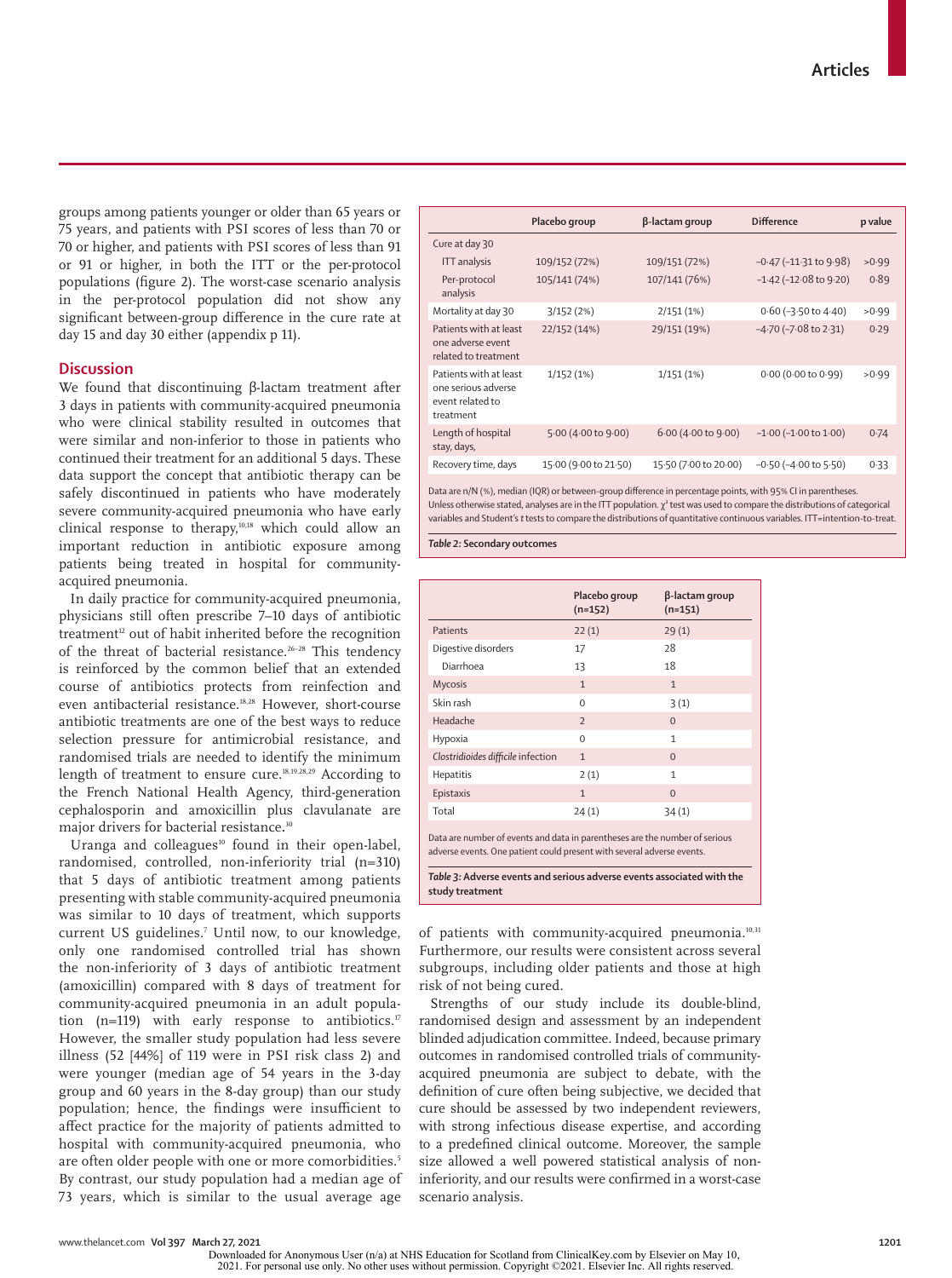groups among patients younger or older than 65 years or 75 years, and patients with PSI scores of less than 70 or 70 or higher, and patients with PSI scores of less than 91 or 91 or higher, in both the ITT or the per-protocol populations (figure 2). The worst-case scenario analysis in the per-protocol population did not show any significant between-group difference in the cure rate at day 15 and day 30 either (appendix p 11).

## Discussion

We found that discontinuing β-lactam treatment after 3 days in patients with community-acquired pneumonia who were clinical stability resulted in outcomes that were similar and non-inferior to those in patients who continued their treatment for an additional 5 days. These data support the concept that antibiotic therapy can be safely discontinued in patients who have moderately severe community-acquired pneumonia who have early clinical response to therapy,[10,18] which could allow an important reduction in antibiotic exposure among patients being treated in hospital for community-acquired pneumonia.

In daily practice for community-acquired pneumonia, physicians still often prescribe 7–10 days of antibiotic treatment[12] out of habit inherited before the recognition of the threat of bacterial resistance.[26–28] This tendency is reinforced by the common belief that an extended course of antibiotics protects from reinfection and even antibacterial resistance.[18,28] However, short-course antibiotic treatments are one of the best ways to reduce selection pressure for antimicrobial resistance, and randomised trials are needed to identify the minimum length of treatment to ensure cure.[18,19,28,29] According to the French National Health Agency, third-generation cephalosporin and amoxicillin plus clavulanate are major drivers for bacterial resistance.[30]

Uranga and colleagues[10] found in their open-label, randomised, controlled, non-inferiority trial (n=310) that 5 days of antibiotic treatment among patients presenting with stable community-acquired pneumonia was similar to 10 days of treatment, which supports current US guidelines.[7] Until now, to our knowledge, only one randomised controlled trial has shown the non-inferiority of 3 days of antibiotic treatment (amoxicillin) compared with 8 days of treatment for community-acquired pneumonia in an adult population (n=119) with early response to antibiotics.[17] However, the smaller study population had less severe illness (52 [44%] of 119 were in PSI risk class 2) and were younger (median age of 54 years in the 3-day group and 60 years in the 8-day group) than our study population; hence, the findings were insufficient to affect practice for the majority of patients admitted to hospital with community-acquired pneumonia, who are often older people with one or more comorbidities.[5] By contrast, our study population had a median age of 73 years, which is similar to the usual average age of patients with community-acquired pneumonia.[10,31] Furthermore, our results were consistent across several subgroups, including older patients and those at high risk of not being cured.

Strengths of our study include its double-blind, randomised design and assessment by an independent blinded adjudication committee. Indeed, because primary outcomes in randomised controlled trials of community-acquired pneumonia are subject to debate, with the definition of cure often being subjective, we decided that cure should be assessed by two independent reviewers, with strong infectious disease expertise, and according to a predefined clinical outcome. Moreover, the sample size allowed a well powered statistical analysis of non-inferiority, and our results were confirmed in a worst-case scenario analysis.

| | Placebo group | β-lactam group | Difference | p value |
|---|---|---|---|---|
| Cure at day 30 | | | | |
| ITT analysis | 109/152 (72%) | 109/151 (72%) | −0·47 (−11·31 to 9·98) | >0·99 |
| Per-protocol analysis | 105/141 (74%) | 107/141 (76%) | −1·42 (−12·08 to 9·20) | 0·89 |
| Mortality at day 30 | 3/152 (2%) | 2/151 (1%) | 0·60 (−3·50 to 4·40) | >0·99 |
| Patients with at least one adverse event related to treatment | 22/152 (14%) | 29/151 (19%) | −4·70 (−7·08 to 2·31) | 0·29 |
| Patients with at least one serious adverse event related to treatment | 1/152 (1%) | 1/151 (1%) | 0·00 (0·00 to 0·99) | >0·99 |
| Length of hospital stay, days, | 5·00 (4·00 to 9·00) | 6·00 (4·00 to 9·00) | −1·00 (−1·00 to 1·00) | 0·74 |
| Recovery time, days | 15·00 (9·00 to 21·50) | 15·50 (7·00 to 20·00) | −0·50 (−4·00 to 5·50) | 0·33 |

Data are n/N (%), median (IQR) or between-group difference in percentage points, with 95% CI in parentheses. Unless otherwise stated, analyses are in the ITT population. $\chi^2$ test was used to compare the distributions of categorical variables and Student's *t* tests to compare the distributions of quantitative continuous variables. ITT=intention-to-treat.

*Table 2:* **Secondary outcomes**

| | Placebo group (n=152) | β-lactam group (n=151) |
|---|---|---|
| Patients | 22 (1) | 29 (1) |
| Digestive disorders | 17 | 28 |
| Diarrhoea | 13 | 18 |
| Mycosis | 1 | 1 |
| Skin rash | 0 | 3 (1) |
| Headache | 2 | 0 |
| Hypoxia | 0 | 1 |
| *Clostridioides difficile* infection | 1 | 0 |
| Hepatitis | 2 (1) | 1 |
| Epistaxis | 1 | 0 |
| Total | 24 (1) | 34 (1) |

Data are number of events and data in parentheses are the number of serious adverse events. One patient could present with several adverse events.

*Table 3:* **Adverse events and serious adverse events associated with the study treatment**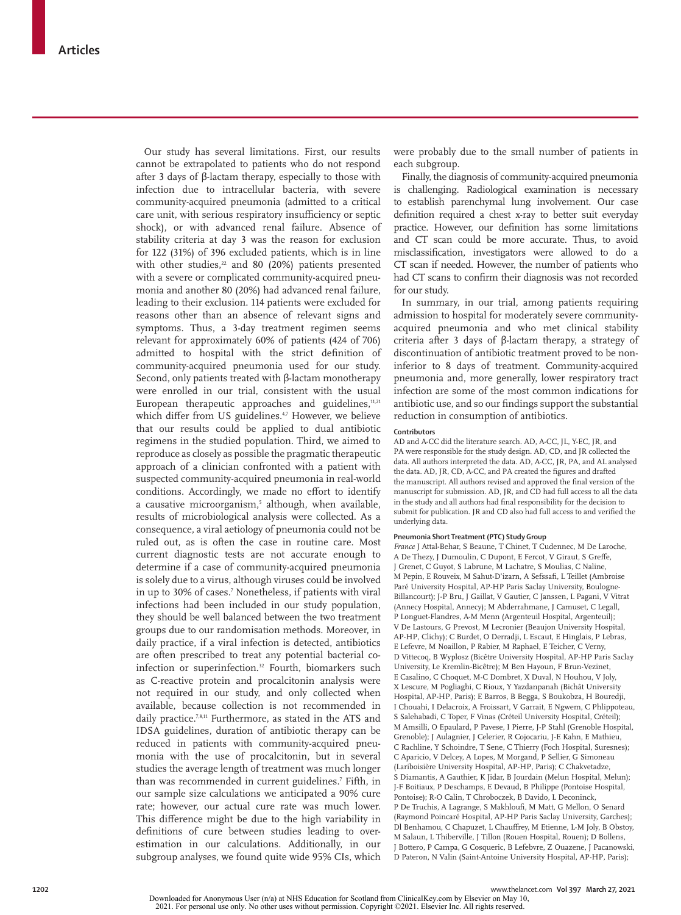Our study has several limitations. First, our results cannot be extrapolated to patients who do not respond after 3 days of β-lactam therapy, especially to those with infection due to intracellular bacteria, with severe community-acquired pneumonia (admitted to a critical care unit, with serious respiratory insufficiency or septic shock), or with advanced renal failure. Absence of stability criteria at day 3 was the reason for exclusion for 122 (31%) of 396 excluded patients, which is in line with other studies,[22] and 80 (20%) patients presented with a severe or complicated community-acquired pneumonia and another 80 (20%) had advanced renal failure, leading to their exclusion. 114 patients were excluded for reasons other than an absence of relevant signs and symptoms. Thus, a 3-day treatment regimen seems relevant for approximately 60% of patients (424 of 706) admitted to hospital with the strict definition of community-acquired pneumonia used for our study. Second, only patients treated with β-lactam monotherapy were enrolled in our trial, consistent with the usual European therapeutic approaches and guidelines,[11,21] which differ from US guidelines.[4,7] However, we believe that our results could be applied to dual antibiotic regimens in the studied population. Third, we aimed to reproduce as closely as possible the pragmatic therapeutic approach of a clinician confronted with a patient with suspected community-acquired pneumonia in real-world conditions. Accordingly, we made no effort to identify a causative microorganism,[5] although, when available, results of microbiological analysis were collected. As a consequence, a viral aetiology of pneumonia could not be ruled out, as is often the case in routine care. Most current diagnostic tests are not accurate enough to determine if a case of community-acquired pneumonia is solely due to a virus, although viruses could be involved in up to 30% of cases.[7] Nonetheless, if patients with viral infections had been included in our study population, they should be well balanced between the two treatment groups due to our randomisation methods. Moreover, in daily practice, if a viral infection is detected, antibiotics are often prescribed to treat any potential bacterial co-infection or superinfection.[32] Fourth, biomarkers such as C-reactive protein and procalcitonin analysis were not required in our study, and only collected when available, because collection is not recommended in daily practice.[7,8,11] Furthermore, as stated in the ATS and IDSA guidelines, duration of antibiotic therapy can be reduced in patients with community-acquired pneumonia with the use of procalcitonin, but in several studies the average length of treatment was much longer than was recommended in current guidelines.[7] Fifth, in our sample size calculations we anticipated a 90% cure rate; however, our actual cure rate was much lower. This difference might be due to the high variability in definitions of cure between studies leading to over-estimation in our calculations. Additionally, in our subgroup analyses, we found quite wide 95% CIs, which were probably due to the small number of patients in each subgroup.

Finally, the diagnosis of community-acquired pneumonia is challenging. Radiological examination is necessary to establish parenchymal lung involvement. Our case definition required a chest x-ray to better suit everyday practice. However, our definition has some limitations and CT scan could be more accurate. Thus, to avoid misclassification, investigators were allowed to do a CT scan if needed. However, the number of patients who had CT scans to confirm their diagnosis was not recorded for our study.

In summary, in our trial, among patients requiring admission to hospital for moderately severe community-acquired pneumonia and who met clinical stability criteria after 3 days of β-lactam therapy, a strategy of discontinuation of antibiotic treatment proved to be non-inferior to 8 days of treatment. Community-acquired pneumonia and, more generally, lower respiratory tract infection are some of the most common indications for antibiotic use, and so our findings support the substantial reduction in consumption of antibiotics.

#### Contributors

AD and A-CC did the literature search. AD, A-CC, JL, Y-EC, JR, and PA were responsible for the study design. AD, CD, and JR collected the data. All authors interpreted the data. AD, A-CC, JR, PA, and AL analysed the data. AD, JR, CD, A-CC, and PA created the figures and drafted the manuscript. All authors revised and approved the final version of the manuscript for submission. AD, JR, and CD had full access to all the data in the study and all authors had final responsibility for the decision to submit for publication. JR and CD also had full access to and verified the underlying data.

#### Pneumonia Short Treatment (PTC) Study Group

*France* J Attal-Behar, S Beaune, T Chinet, T Cudennec, M De Laroche, A De Thezy, J Dumoulin, C Dupont, E Fercot, V Giraut, S Greffe, J Grenet, C Guyot, S Labrune, M Lachatre, S Moulias, C Naline, M Pepin, E Rouveix, M Sahut-D'izarn, A Sefssafi, L Teillet (Ambroise Paré University Hospital, AP-HP Paris Saclay University, Boulogne-Billancourt); J-P Bru, J Gaillat, V Gautier, C Janssen, L Pagani, V Vitrat (Annecy Hospital, Annecy); M Abderrahmane, J Camuset, C Legall, P Longuet-Flandres, A-M Menn (Argenteuil Hospital, Argenteuil); V De Lastours, G Prevost, M Lecronier (Beaujon University Hospital, AP-HP, Clichy); C Burdet, O Derradji, L Escaut, E Hinglais, P Lebras, E Lefevre, M Noaillon, P Rabier, M Raphael, E Teicher, C Verny, D Vittecoq, B Wyplosz (Bicêtre University Hospital, AP-HP Paris Saclay University, Le Kremlin-Bicêtre); M Ben Hayoun, F Brun-Vezinet, E Casalino, C Choquet, M-C Dombret, X Duval, H Houhou, V Joly, X Lescure, M Pogliaghi, C Rioux, Y Yazdanpanah (Bichât University Hospital, AP-HP, Paris); E Barros, B Begga, S Boukobza, H Bouredji, I Chouahi, I Delacroix, A Froissart, V Garrait, E Ngwem, C Phlippoteau, S Salehabadi, C Toper, F Vinas (Créteil University Hospital, Créteil); M Amsilli, O Epaulard, P Pavese, I Pierre, J-P Stahl (Grenoble Hospital, Grenoble); J Aulagnier, J Celerier, R Cojocariu, J-E Kahn, E Mathieu, C Rachline, Y Schoindre, T Sene, C Thierry (Foch Hospital, Suresnes); C Aparicio, V Delcey, A Lopes, M Morgand, P Sellier, G Simoneau (Lariboisière University Hospital, AP-HP, Paris); C Chakvetadze, S Diamantis, A Gauthier, K Jidar, B Jourdain (Melun Hospital, Melun); J-F Boitiaux, P Deschamps, E Devaud, B Philippe (Pontoise Hospital, Pontoise); R-O Calin, T Chroboczek, B Davido, L Deconinck, P De Truchis, A Lagrange, S Makhloufi, M Matt, G Mellon, O Senard (Raymond Poincaré Hospital, AP-HP Paris Saclay University, Garches); Dl Benhamou, C Chapuzet, L Chauffrey, M Etienne, L-M Joly, B Obstoy, M Salaun, L Thiberville, J Tillon (Rouen Hospital, Rouen); D Bollens, J Bottero, P Campa, G Cosqueric, B Lefebvre, Z Ouazene, J Pacanowski, D Pateron, N Valin (Saint-Antoine University Hospital, AP-HP, Paris);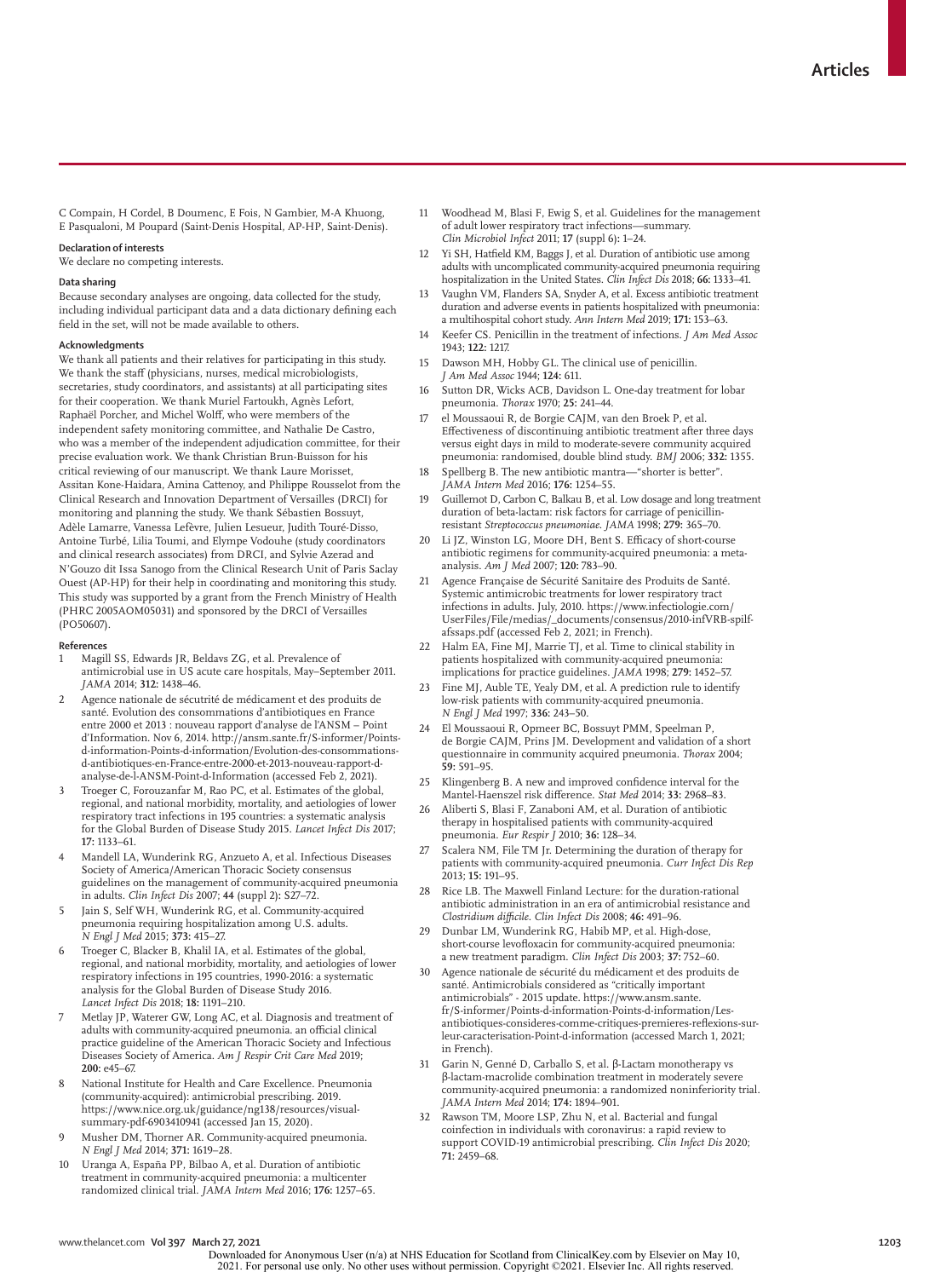C Compain, H Cordel, B Doumenc, E Fois, N Gambier, M-A Khuong, E Pasqualoni, M Poupard (Saint-Denis Hospital, AP-HP, Saint-Denis).

#### Declaration of interests

We declare no competing interests.

#### Data sharing

Because secondary analyses are ongoing, data collected for the study, including individual participant data and a data dictionary defining each field in the set, will not be made available to others.

#### Acknowledgments

We thank all patients and their relatives for participating in this study. We thank the staff (physicians, nurses, medical microbiologists, secretaries, study coordinators, and assistants) at all participating sites for their cooperation. We thank Muriel Fartoukh, Agnès Lefort, Raphaël Porcher, and Michel Wolff, who were members of the independent safety monitoring committee, and Nathalie De Castro, who was a member of the independent adjudication committee, for their precise evaluation work. We thank Christian Brun-Buisson for his critical reviewing of our manuscript. We thank Laure Morisset, Assitan Kone-Haidara, Amina Cattenoy, and Philippe Rousselot from the Clinical Research and Innovation Department of Versailles (DRCI) for monitoring and planning the study. We thank Sébastien Bossuyt, Adèle Lamarre, Vanessa Lefèvre, Julien Lesueur, Judith Touré-Disso, Antoine Turbé, Lilia Toumi, and Elympe Vodouhe (study coordinators and clinical research associates) from DRCI, and Sylvie Azerad and N'Gouzo dit Issa Sanogo from the Clinical Research Unit of Paris Saclay Ouest (AP-HP) for their help in coordinating and monitoring this study. This study was supported by a grant from the French Ministry of Health (PHRC 2005AOM05031) and sponsored by the DRCI of Versailles (PO50607).

#### References

1. Magill SS, Edwards JR, Beldavs ZG, et al. Prevalence of antimicrobial use in US acute care hospitals, May–September 2011. *JAMA* 2014; **312:** 1438–46.
2. Agence nationale de sécurité de médicament et des produits de santé. Evolution des consommations d'antibiotiques en France entre 2000 et 2013 : nouveau rapport d'analyse de l'ANSM – Point d'Information. Nov 6, 2014. http://ansm.sante.fr/S-informer/Points-d-information-Points-d-information/Evolution-des-consommations-d-antibiotiques-en-France-entre-2000-et-2013-nouveau-rapport-d-analyse-de-l-ANSM-Point-d-Information (accessed Feb 2, 2021).
3. Troeger C, Forouzanfar M, Rao PC, et al. Estimates of the global, regional, and national morbidity, mortality, and aetiologies of lower respiratory tract infections in 195 countries: a systematic analysis for the Global Burden of Disease Study 2015. *Lancet Infect Dis* 2017; **17:** 1133–61.
4. Mandell LA, Wunderink RG, Anzueto A, et al. Infectious Diseases Society of America/American Thoracic Society consensus guidelines on the management of community-acquired pneumonia in adults. *Clin Infect Dis* 2007; **44** (suppl 2)**:** S27–72.
5. Jain S, Self WH, Wunderink RG, et al. Community-acquired pneumonia requiring hospitalization among U.S. adults. *N Engl J Med* 2015; **373:** 415–27.
6. Troeger C, Blacker B, Khalil IA, et al. Estimates of the global, regional, and national morbidity, mortality, and aetiologies of lower respiratory infections in 195 countries, 1990-2016: a systematic analysis for the Global Burden of Disease Study 2016. *Lancet Infect Dis* 2018; **18:** 1191–210.
7. Metlay JP, Waterer GW, Long AC, et al. Diagnosis and treatment of adults with community-acquired pneumonia. an official clinical practice guideline of the American Thoracic Society and Infectious Diseases Society of America. *Am J Respir Crit Care Med* 2019; **200:** e45–67.
8. National Institute for Health and Care Excellence. Pneumonia (community-acquired): antimicrobial prescribing. 2019. https://www.nice.org.uk/guidance/ng138/resources/visual-summary-pdf-6903410941 (accessed Jan 15, 2020).
9. Musher DM, Thorner AR. Community-acquired pneumonia. *N Engl J Med* 2014; **371:** 1619–28.
10. Uranga A, España PP, Bilbao A, et al. Duration of antibiotic treatment in community-acquired pneumonia: a multicenter randomized clinical trial. *JAMA Intern Med* 2016; **176:** 1257–65.
11. Woodhead M, Blasi F, Ewig S, et al. Guidelines for the management of adult lower respiratory tract infections—summary. *Clin Microbiol Infect* 2011; **17** (suppl 6)**:** 1–24.
12. Yi SH, Hatfield KM, Baggs J, et al. Duration of antibiotic use among adults with uncomplicated community-acquired pneumonia requiring hospitalization in the United States. *Clin Infect Dis* 2018; **66:** 1333–41.
13. Vaughn VM, Flanders SA, Snyder A, et al. Excess antibiotic treatment duration and adverse events in patients hospitalized with pneumonia: a multihospital cohort study. *Ann Intern Med* 2019; **171:** 153–63.
14. Keefer CS. Penicillin in the treatment of infections. *J Am Med Assoc* 1943; **122:** 1217.
15. Dawson MH, Hobby GL. The clinical use of penicillin. *J Am Med Assoc* 1944; **124:** 611.
16. Sutton DR, Wicks ACB, Davidson L. One-day treatment for lobar pneumonia. *Thorax* 1970; **25:** 241–44.
17. el Moussaoui R, de Borgie CAJM, van den Broek P, et al. Effectiveness of discontinuing antibiotic treatment after three days versus eight days in mild to moderate-severe community acquired pneumonia: randomised, double blind study. *BMJ* 2006; **332:** 1355.
18. Spellberg B. The new antibiotic mantra—"shorter is better". *JAMA Intern Med* 2016; **176:** 1254–55.
19. Guillemot D, Carbon C, Balkau B, et al. Low dosage and long treatment duration of beta-lactam: risk factors for carriage of penicillin-resistant *Streptococcus pneumoniae*. *JAMA* 1998; **279:** 365–70.
20. Li JZ, Winston LG, Moore DH, Bent S. Efficacy of short-course antibiotic regimens for community-acquired pneumonia: a meta-analysis. *Am J Med* 2007; **120:** 783–90.
21. Agence Française de Sécurité Sanitaire des Produits de Santé. Systemic antimicrobic treatments for lower respiratory tract infections in adults. July, 2010. https://www.infectiologie.com/UserFiles/File/medias/_documents/consensus/2010-infVRB-spilf-afssaps.pdf (accessed Feb 2, 2021; in French).
22. Halm EA, Fine MJ, Marrie TJ, et al. Time to clinical stability in patients hospitalized with community-acquired pneumonia: implications for practice guidelines. *JAMA* 1998; **279:** 1452–57.
23. Fine MJ, Auble TE, Yealy DM, et al. A prediction rule to identify low-risk patients with community-acquired pneumonia. *N Engl J Med* 1997; **336:** 243–50.
24. El Moussaoui R, Opmeer BC, Bossuyt PMM, Speelman P, de Borgie CAJM, Prins JM. Development and validation of a short questionnaire in community acquired pneumonia. *Thorax* 2004; **59:** 591–95.
25. Klingenberg B. A new and improved confidence interval for the Mantel-Haenszel risk difference. *Stat Med* 2014; **33:** 2968–83.
26. Aliberti S, Blasi F, Zanaboni AM, et al. Duration of antibiotic therapy in hospitalised patients with community-acquired pneumonia. *Eur Respir J* 2010; **36:** 128–34.
27. Scalera NM, File TM Jr. Determining the duration of therapy for patients with community-acquired pneumonia. *Curr Infect Dis Rep* 2013; **15:** 191–95.
28. Rice LB. The Maxwell Finland Lecture: for the duration-rational antibiotic administration in an era of antimicrobial resistance and *Clostridium difficile*. *Clin Infect Dis* 2008; **46:** 491–96.
29. Dunbar LM, Wunderink RG, Habib MP, et al. High-dose, short-course levofloxacin for community-acquired pneumonia: a new treatment paradigm. *Clin Infect Dis* 2003; **37:** 752–60.
30. Agence nationale de sécurité du médicament et des produits de santé. Antimicrobials considered as "critically important antimicrobials" - 2015 update. https://www.ansm.sante.fr/S-informer/Points-d-information-Points-d-information/Les-antibiotiques-consideres-comme-critiques-premieres-reflexions-sur-leur-caracterisation-Point-d-information (accessed March 1, 2021; in French).
31. Garin N, Genné D, Carballo S, et al. β-Lactam monotherapy vs β-lactam-macrolide combination treatment in moderately severe community-acquired pneumonia: a randomized noninferiority trial. *JAMA Intern Med* 2014; **174:** 1894–901.
32. Rawson TM, Moore LSP, Zhu N, et al. Bacterial and fungal coinfection in individuals with coronavirus: a rapid review to support COVID-19 antimicrobial prescribing. *Clin Infect Dis* 2020; **71:** 2459–68.